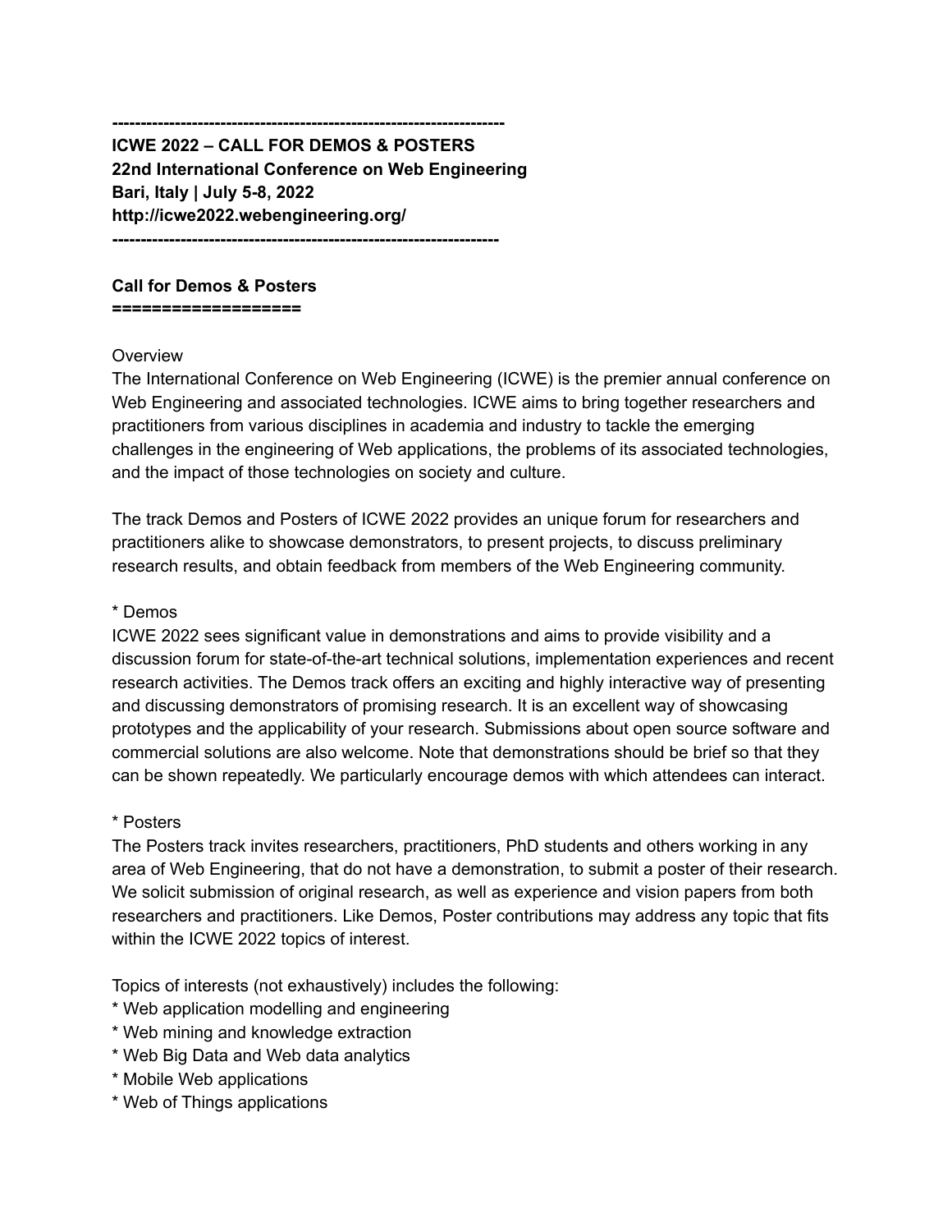---------------------------------------------------------------------

**ICWE 2022 – CALL FOR DEMOS & POSTERS**
**22nd International Conference on Web Engineering**
**Bari, Italy | July 5-8, 2022**
**http://icwe2022.webengineering.org/**

---------------------------------------------------------------------

## Call for Demos & Posters

Overview

The International Conference on Web Engineering (ICWE) is the premier annual conference on Web Engineering and associated technologies. ICWE aims to bring together researchers and practitioners from various disciplines in academia and industry to tackle the emerging challenges in the engineering of Web applications, the problems of its associated technologies, and the impact of those technologies on society and culture.

The track Demos and Posters of ICWE 2022 provides an unique forum for researchers and practitioners alike to showcase demonstrators, to present projects, to discuss preliminary research results, and obtain feedback from members of the Web Engineering community.

* Demos

ICWE 2022 sees significant value in demonstrations and aims to provide visibility and a discussion forum for state-of-the-art technical solutions, implementation experiences and recent research activities. The Demos track offers an exciting and highly interactive way of presenting and discussing demonstrators of promising research. It is an excellent way of showcasing prototypes and the applicability of your research. Submissions about open source software and commercial solutions are also welcome. Note that demonstrations should be brief so that they can be shown repeatedly. We particularly encourage demos with which attendees can interact.

* Posters

The Posters track invites researchers, practitioners, PhD students and others working in any area of Web Engineering, that do not have a demonstration, to submit a poster of their research. We solicit submission of original research, as well as experience and vision papers from both researchers and practitioners. Like Demos, Poster contributions may address any topic that fits within the ICWE 2022 topics of interest.

Topics of interests (not exhaustively) includes the following:

* Web application modelling and engineering
* Web mining and knowledge extraction
* Web Big Data and Web data analytics
* Mobile Web applications
* Web of Things applications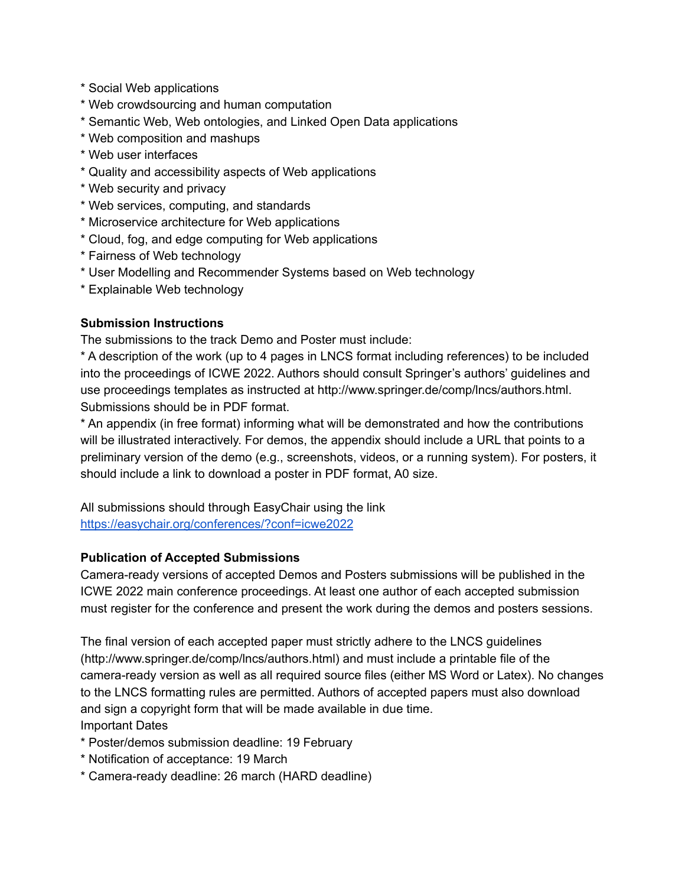* Social Web applications
* Web crowdsourcing and human computation
* Semantic Web, Web ontologies, and Linked Open Data applications
* Web composition and mashups
* Web user interfaces
* Quality and accessibility aspects of Web applications
* Web security and privacy
* Web services, computing, and standards
* Microservice architecture for Web applications
* Cloud, fog, and edge computing for Web applications
* Fairness of Web technology
* User Modelling and Recommender Systems based on Web technology
* Explainable Web technology

**Submission Instructions**

The submissions to the track Demo and Poster must include:
* A description of the work (up to 4 pages in LNCS format including references) to be included into the proceedings of ICWE 2022. Authors should consult Springer's authors' guidelines and use proceedings templates as instructed at http://www.springer.de/comp/lncs/authors.html. Submissions should be in PDF format.
* An appendix (in free format) informing what will be demonstrated and how the contributions will be illustrated interactively. For demos, the appendix should include a URL that points to a preliminary version of the demo (e.g., screenshots, videos, or a running system). For posters, it should include a link to download a poster in PDF format, A0 size.

All submissions should through EasyChair using the link
[https://easychair.org/conferences/?conf=icwe2022](https://easychair.org/conferences/?conf=icwe2022)

**Publication of Accepted Submissions**

Camera-ready versions of accepted Demos and Posters submissions will be published in the ICWE 2022 main conference proceedings. At least one author of each accepted submission must register for the conference and present the work during the demos and posters sessions.

The final version of each accepted paper must strictly adhere to the LNCS guidelines (http://www.springer.de/comp/lncs/authors.html) and must include a printable file of the camera-ready version as well as all required source files (either MS Word or Latex). No changes to the LNCS formatting rules are permitted. Authors of accepted papers must also download and sign a copyright form that will be made available in due time.
Important Dates
* Poster/demos submission deadline: 19 February
* Notification of acceptance: 19 March
* Camera-ready deadline: 26 march (HARD deadline)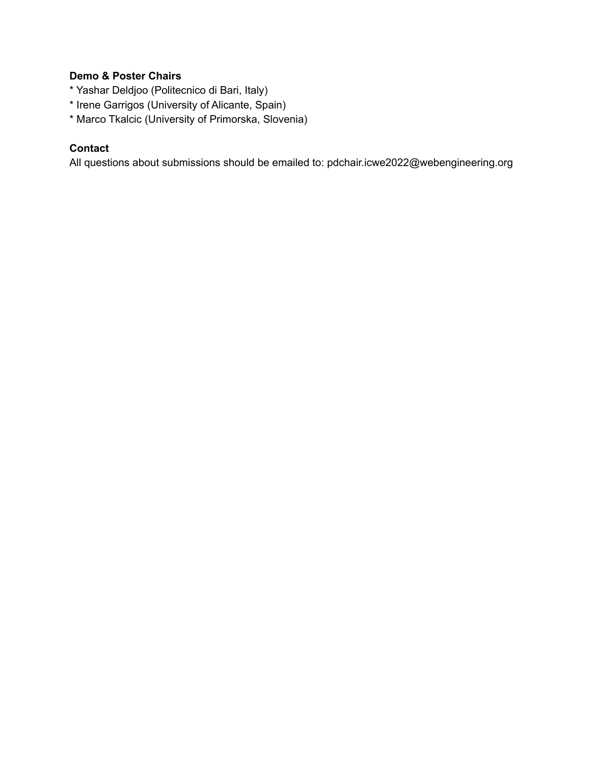**Demo & Poster Chairs**

* Yashar Deldjoo (Politecnico di Bari, Italy)
* Irene Garrigos (University of Alicante, Spain)
* Marco Tkalcic (University of Primorska, Slovenia)

**Contact**

All questions about submissions should be emailed to: pdchair.icwe2022@webengineering.org